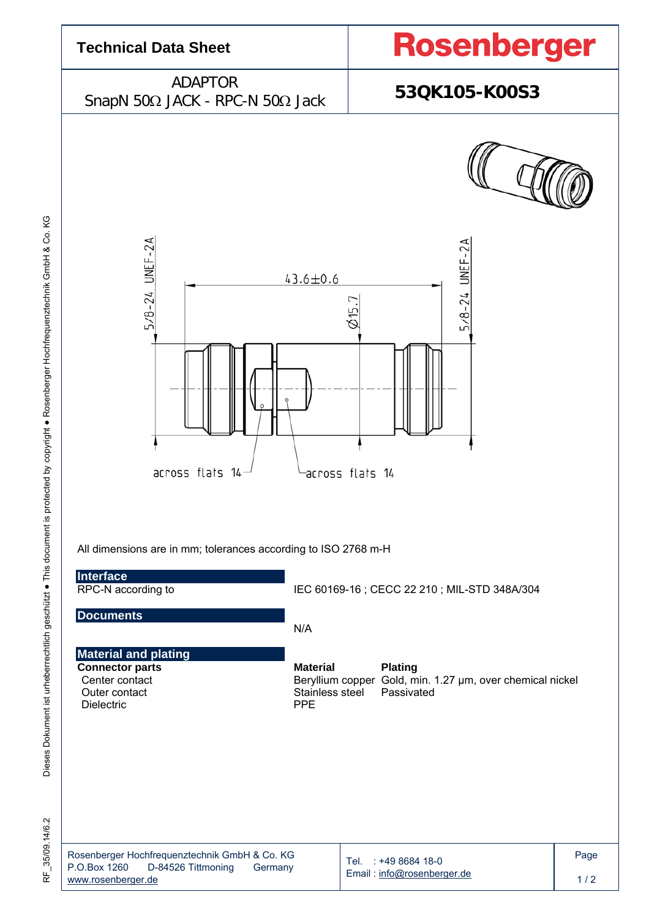# Technical Data Sheet

**Rosenberger**

ADAPTOR
SnapN 50Ω JACK - RPC-N 50Ω Jack

**53QK105-K00S3**

5/8-24 UNEF-2A

43.6±0.6

Ø15.7

5/8-24 UNEF-2A

across flats 14

across flats 14

All dimensions are in mm; tolerances according to ISO 2768 m-H

## Interface

RPC-N according to — IEC 60169-16 ; CECC 22 210 ; MIL-STD 348A/304

## Documents

N/A

## Material and plating

| **Connector parts** | **Material** | **Plating** |
|---|---|---|
| Center contact | Beryllium copper | Gold, min. 1.27 µm, over chemical nickel |
| Outer contact | Stainless steel | Passivated |
| Dielectric | PPE | |

Rosenberger Hochfrequenztechnik GmbH & Co. KG
P.O.Box 1260 D-84526 Tittmoning Germany
www.rosenberger.de

Tel. : +49 8684 18-0
Email : info@rosenberger.de

Dieses Dokument ist urheberrechtlich geschützt ● This document is protected by copyright ● Rosenberger Hochfrequenztechnik GmbH & Co. KG

RF_35/09.14/6.2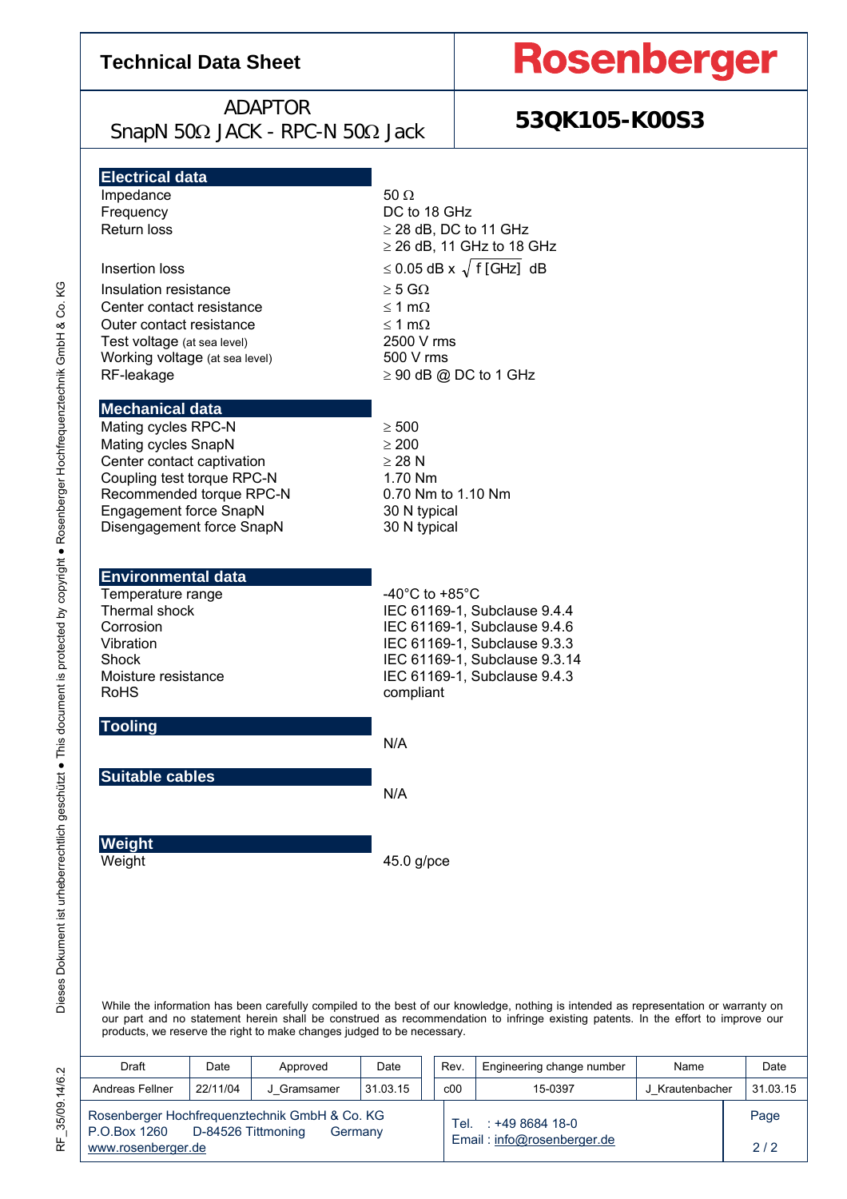# Technical Data Sheet

**Rosenberger**

ADAPTOR
SnapN 50Ω JACK - RPC-N 50Ω Jack

**53QK105-K00S3**

## Electrical data

| | |
|---|---|
| Impedance | 50 Ω |
| Frequency | DC to 18 GHz |
| Return loss | ≥ 28 dB, DC to 11 GHz<br>≥ 26 dB, 11 GHz to 18 GHz |
| Insertion loss | ≤ 0.05 dB x $\sqrt{f\,[\mathrm{GHz}]}$ dB |
| Insulation resistance | ≥ 5 GΩ |
| Center contact resistance | ≤ 1 mΩ |
| Outer contact resistance | ≤ 1 mΩ |
| Test voltage (at sea level) | 2500 V rms |
| Working voltage (at sea level) | 500 V rms |
| RF-leakage | ≥ 90 dB @ DC to 1 GHz |

## Mechanical data

| | |
|---|---|
| Mating cycles RPC-N | ≥ 500 |
| Mating cycles SnapN | ≥ 200 |
| Center contact captivation | ≥ 28 N |
| Coupling test torque RPC-N | 1.70 Nm |
| Recommended torque RPC-N | 0.70 Nm to 1.10 Nm |
| Engagement force SnapN | 30 N typical |
| Disengagement force SnapN | 30 N typical |

## Environmental data

| | |
|---|---|
| Temperature range | -40°C to +85°C |
| Thermal shock | IEC 61169-1, Subclause 9.4.4 |
| Corrosion | IEC 61169-1, Subclause 9.4.6 |
| Vibration | IEC 61169-1, Subclause 9.3.3 |
| Shock | IEC 61169-1, Subclause 9.3.14 |
| Moisture resistance | IEC 61169-1, Subclause 9.4.3 |
| RoHS | compliant |

## Tooling

N/A

## Suitable cables

N/A

## Weight

| | |
|---|---|
| Weight | 45.0 g/pce |

While the information has been carefully compiled to the best of our knowledge, nothing is intended as representation or warranty on our part and no statement herein shall be construed as recommendation to infringe existing patents. In the effort to improve our products, we reserve the right to make changes judged to be necessary.

| Draft | Date | Approved | Date | Rev. | Engineering change number | Name | Date |
|---|---|---|---|---|---|---|---|
| Andreas Fellner | 22/11/04 | J_Gramsamer | 31.03.15 | c00 | 15-0397 | J_Krautenbacher | 31.03.15 |

Rosenberger Hochfrequenztechnik GmbH & Co. KG
P.O.Box 1260 D-84526 Tittmoning Germany
www.rosenberger.de

Tel. : +49 8684 18-0
Email : info@rosenberger.de

Dieses Dokument ist urheberrechtlich geschützt ● This document is protected by copyright ● Rosenberger Hochfrequenztechnik GmbH & Co. KG

RF_35/09.14/6.2